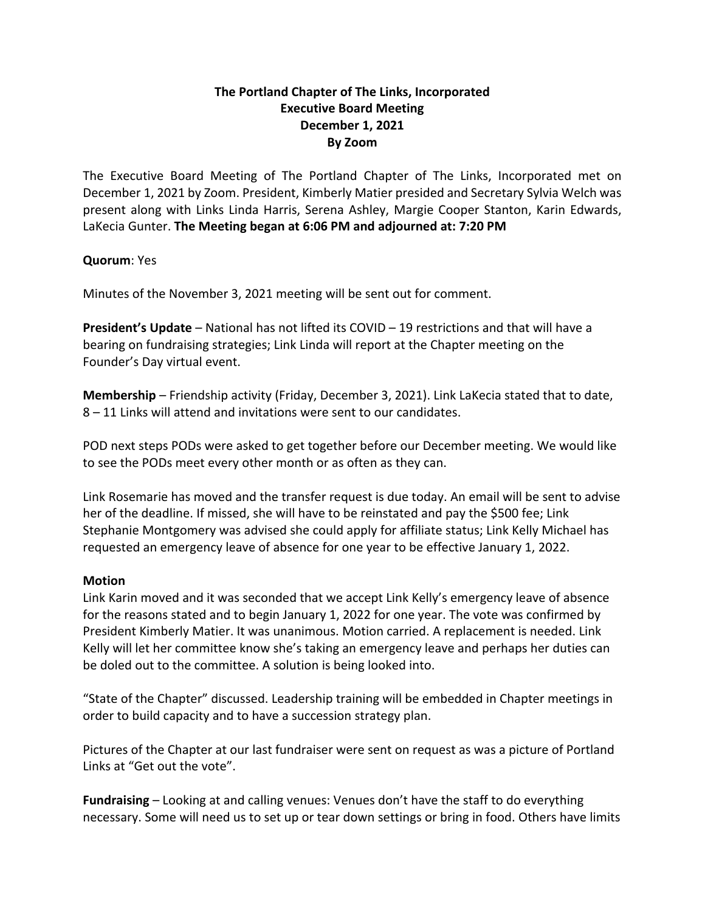**The Portland Chapter of The Links, Incorporated**
**Executive Board Meeting**
**December 1, 2021**
**By Zoom**

The Executive Board Meeting of The Portland Chapter of The Links, Incorporated met on December 1, 2021 by Zoom. President, Kimberly Matier presided and Secretary Sylvia Welch was present along with Links Linda Harris, Serena Ashley, Margie Cooper Stanton, Karin Edwards, LaKecia Gunter. **The Meeting began at 6:06 PM and adjourned at: 7:20 PM**

**Quorum**: Yes

Minutes of the November 3, 2021 meeting will be sent out for comment.

**President's Update** – National has not lifted its COVID – 19 restrictions and that will have a bearing on fundraising strategies; Link Linda will report at the Chapter meeting on the Founder's Day virtual event.

**Membership** – Friendship activity (Friday, December 3, 2021). Link LaKecia stated that to date, 8 – 11 Links will attend and invitations were sent to our candidates.

POD next steps PODs were asked to get together before our December meeting. We would like to see the PODs meet every other month or as often as they can.

Link Rosemarie has moved and the transfer request is due today. An email will be sent to advise her of the deadline. If missed, she will have to be reinstated and pay the $500 fee; Link Stephanie Montgomery was advised she could apply for affiliate status; Link Kelly Michael has requested an emergency leave of absence for one year to be effective January 1, 2022.

**Motion**
Link Karin moved and it was seconded that we accept Link Kelly's emergency leave of absence for the reasons stated and to begin January 1, 2022 for one year. The vote was confirmed by President Kimberly Matier. It was unanimous. Motion carried. A replacement is needed. Link Kelly will let her committee know she's taking an emergency leave and perhaps her duties can be doled out to the committee. A solution is being looked into.

"State of the Chapter" discussed. Leadership training will be embedded in Chapter meetings in order to build capacity and to have a succession strategy plan.

Pictures of the Chapter at our last fundraiser were sent on request as was a picture of Portland Links at "Get out the vote".

**Fundraising** – Looking at and calling venues: Venues don't have the staff to do everything necessary. Some will need us to set up or tear down settings or bring in food. Others have limits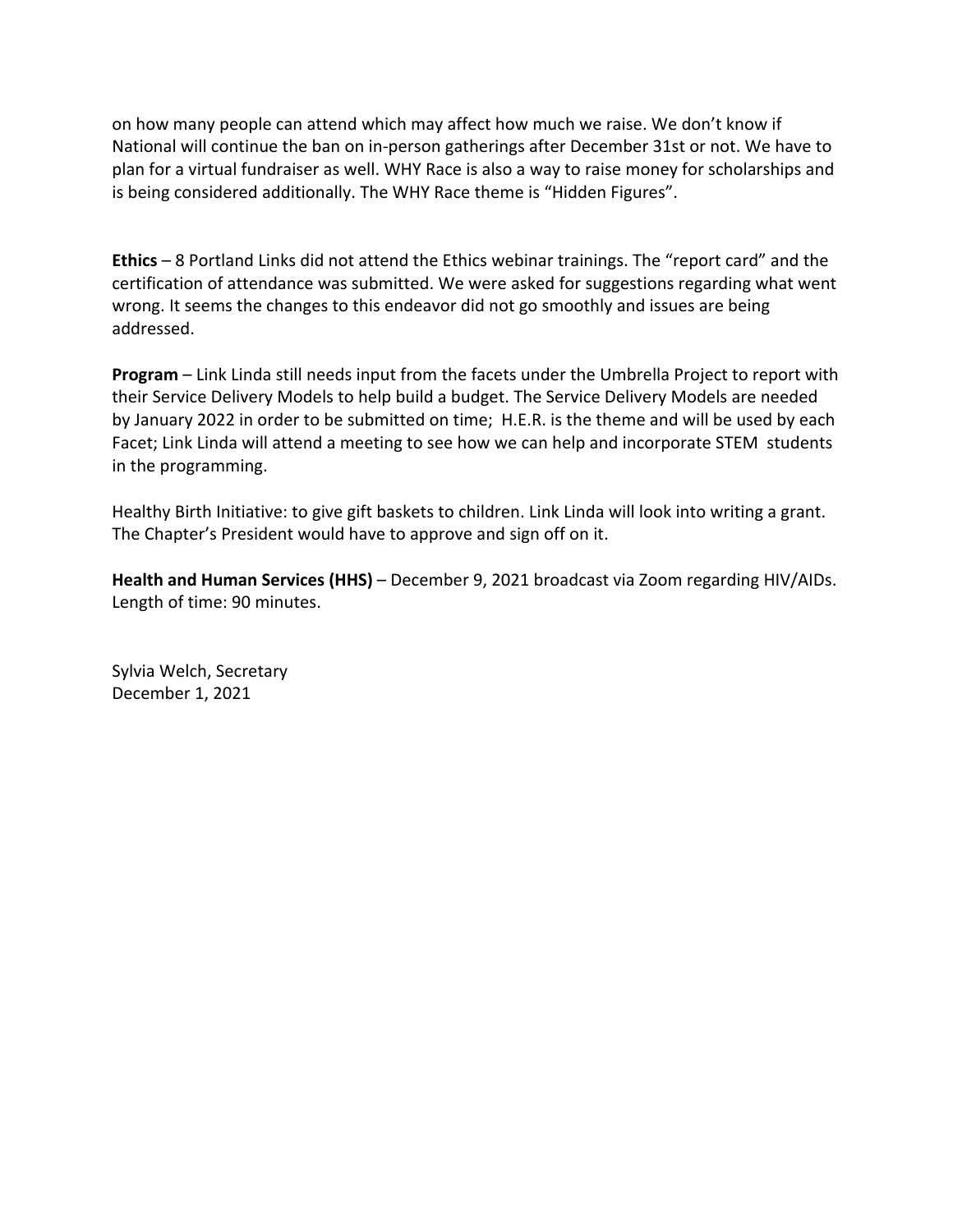on how many people can attend which may affect how much we raise. We don't know if National will continue the ban on in-person gatherings after December 31st or not. We have to plan for a virtual fundraiser as well. WHY Race is also a way to raise money for scholarships and is being considered additionally. The WHY Race theme is "Hidden Figures".

**Ethics** – 8 Portland Links did not attend the Ethics webinar trainings. The "report card" and the certification of attendance was submitted. We were asked for suggestions regarding what went wrong. It seems the changes to this endeavor did not go smoothly and issues are being addressed.

**Program** – Link Linda still needs input from the facets under the Umbrella Project to report with their Service Delivery Models to help build a budget. The Service Delivery Models are needed by January 2022 in order to be submitted on time; H.E.R. is the theme and will be used by each Facet; Link Linda will attend a meeting to see how we can help and incorporate STEM students in the programming.

Healthy Birth Initiative: to give gift baskets to children. Link Linda will look into writing a grant. The Chapter's President would have to approve and sign off on it.

**Health and Human Services (HHS)** – December 9, 2021 broadcast via Zoom regarding HIV/AIDs. Length of time: 90 minutes.

Sylvia Welch, Secretary
December 1, 2021